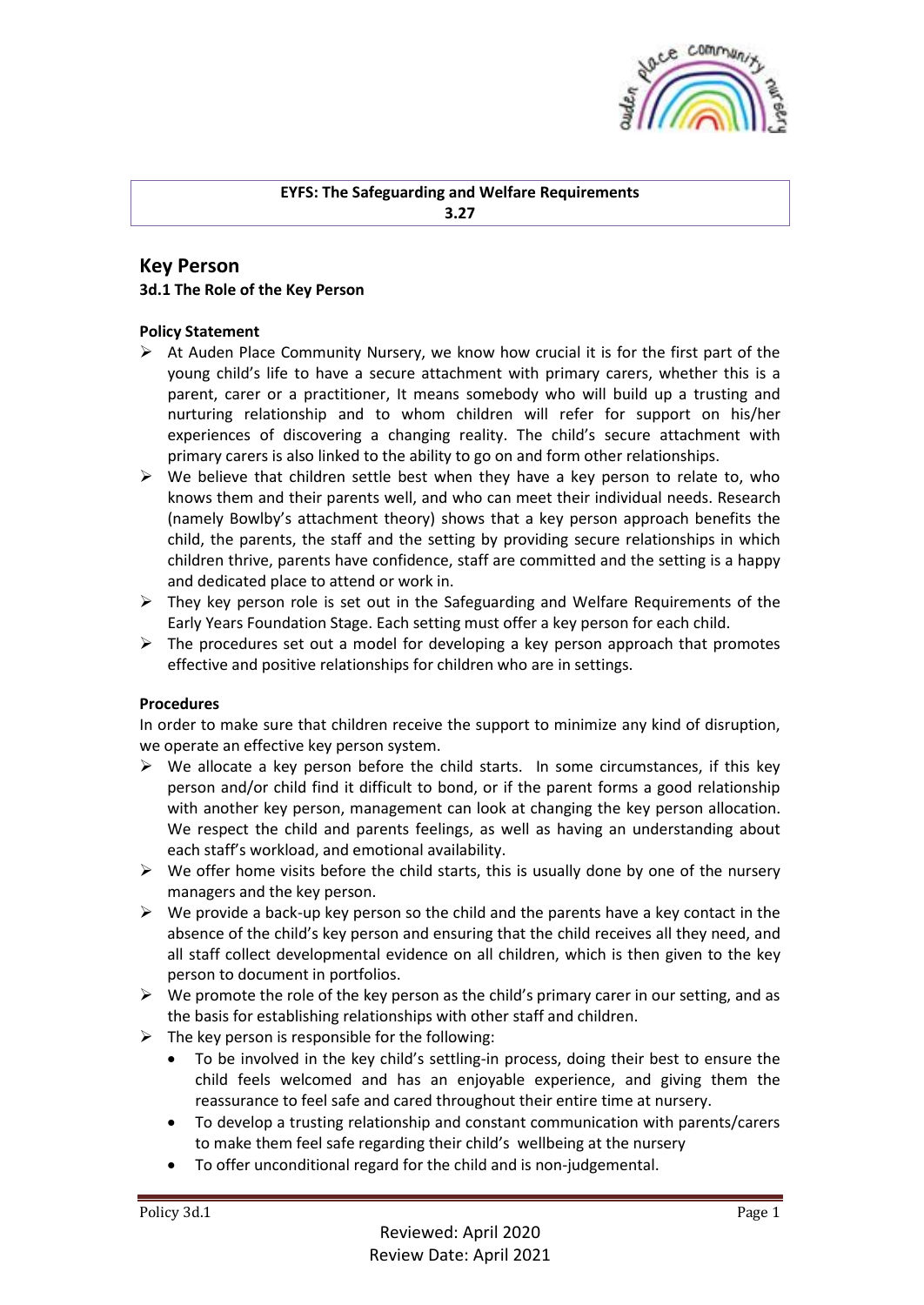**EYFS: The Safeguarding and Welfare Requirements**
**3.27**

## Key Person

### 3d.1 The Role of the Key Person

**Policy Statement**

- At Auden Place Community Nursery, we know how crucial it is for the first part of the young child's life to have a secure attachment with primary carers, whether this is a parent, carer or a practitioner, It means somebody who will build up a trusting and nurturing relationship and to whom children will refer for support on his/her experiences of discovering a changing reality. The child's secure attachment with primary carers is also linked to the ability to go on and form other relationships.
- We believe that children settle best when they have a key person to relate to, who knows them and their parents well, and who can meet their individual needs. Research (namely Bowlby's attachment theory) shows that a key person approach benefits the child, the parents, the staff and the setting by providing secure relationships in which children thrive, parents have confidence, staff are committed and the setting is a happy and dedicated place to attend or work in.
- They key person role is set out in the Safeguarding and Welfare Requirements of the Early Years Foundation Stage. Each setting must offer a key person for each child.
- The procedures set out a model for developing a key person approach that promotes effective and positive relationships for children who are in settings.

**Procedures**

In order to make sure that children receive the support to minimize any kind of disruption, we operate an effective key person system.

- We allocate a key person before the child starts. In some circumstances, if this key person and/or child find it difficult to bond, or if the parent forms a good relationship with another key person, management can look at changing the key person allocation. We respect the child and parents feelings, as well as having an understanding about each staff's workload, and emotional availability.
- We offer home visits before the child starts, this is usually done by one of the nursery managers and the key person.
- We provide a back-up key person so the child and the parents have a key contact in the absence of the child's key person and ensuring that the child receives all they need, and all staff collect developmental evidence on all children, which is then given to the key person to document in portfolios.
- We promote the role of the key person as the child's primary carer in our setting, and as the basis for establishing relationships with other staff and children.
- The key person is responsible for the following:
  - To be involved in the key child's settling-in process, doing their best to ensure the child feels welcomed and has an enjoyable experience, and giving them the reassurance to feel safe and cared throughout their entire time at nursery.
  - To develop a trusting relationship and constant communication with parents/carers to make them feel safe regarding their child's wellbeing at the nursery
  - To offer unconditional regard for the child and is non-judgemental.

Reviewed: April 2020
Review Date: April 2021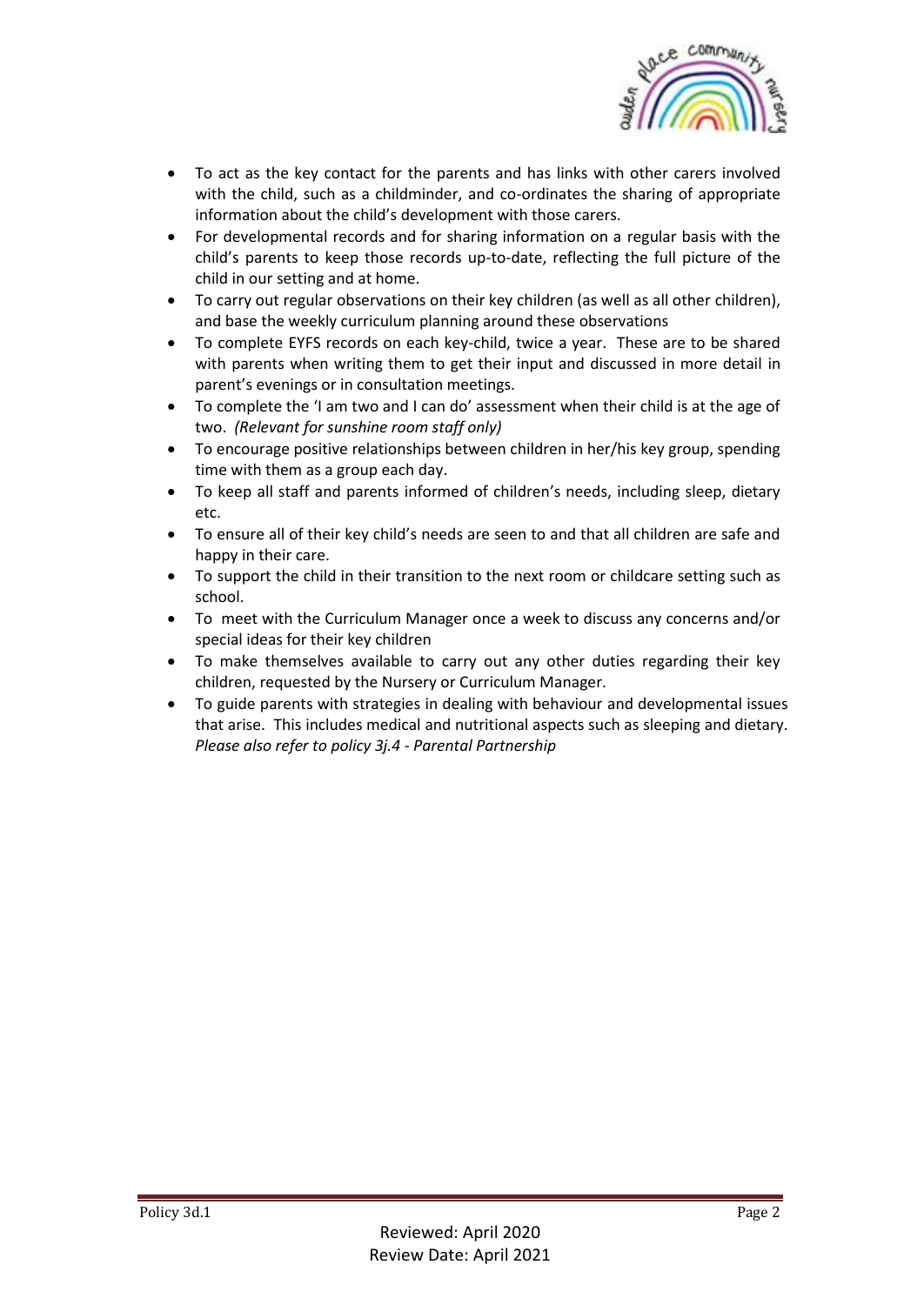- To act as the key contact for the parents and has links with other carers involved with the child, such as a childminder, and co-ordinates the sharing of appropriate information about the child's development with those carers.
- For developmental records and for sharing information on a regular basis with the child's parents to keep those records up-to-date, reflecting the full picture of the child in our setting and at home.
- To carry out regular observations on their key children (as well as all other children), and base the weekly curriculum planning around these observations
- To complete EYFS records on each key-child, twice a year. These are to be shared with parents when writing them to get their input and discussed in more detail in parent's evenings or in consultation meetings.
- To complete the 'I am two and I can do' assessment when their child is at the age of two. *(Relevant for sunshine room staff only)*
- To encourage positive relationships between children in her/his key group, spending time with them as a group each day.
- To keep all staff and parents informed of children's needs, including sleep, dietary etc.
- To ensure all of their key child's needs are seen to and that all children are safe and happy in their care.
- To support the child in their transition to the next room or childcare setting such as school.
- To meet with the Curriculum Manager once a week to discuss any concerns and/or special ideas for their key children
- To make themselves available to carry out any other duties regarding their key children, requested by the Nursery or Curriculum Manager.
- To guide parents with strategies in dealing with behaviour and developmental issues that arise. This includes medical and nutritional aspects such as sleeping and dietary. *Please also refer to policy 3j.4 - Parental Partnership*

Reviewed: April 2020
Review Date: April 2021